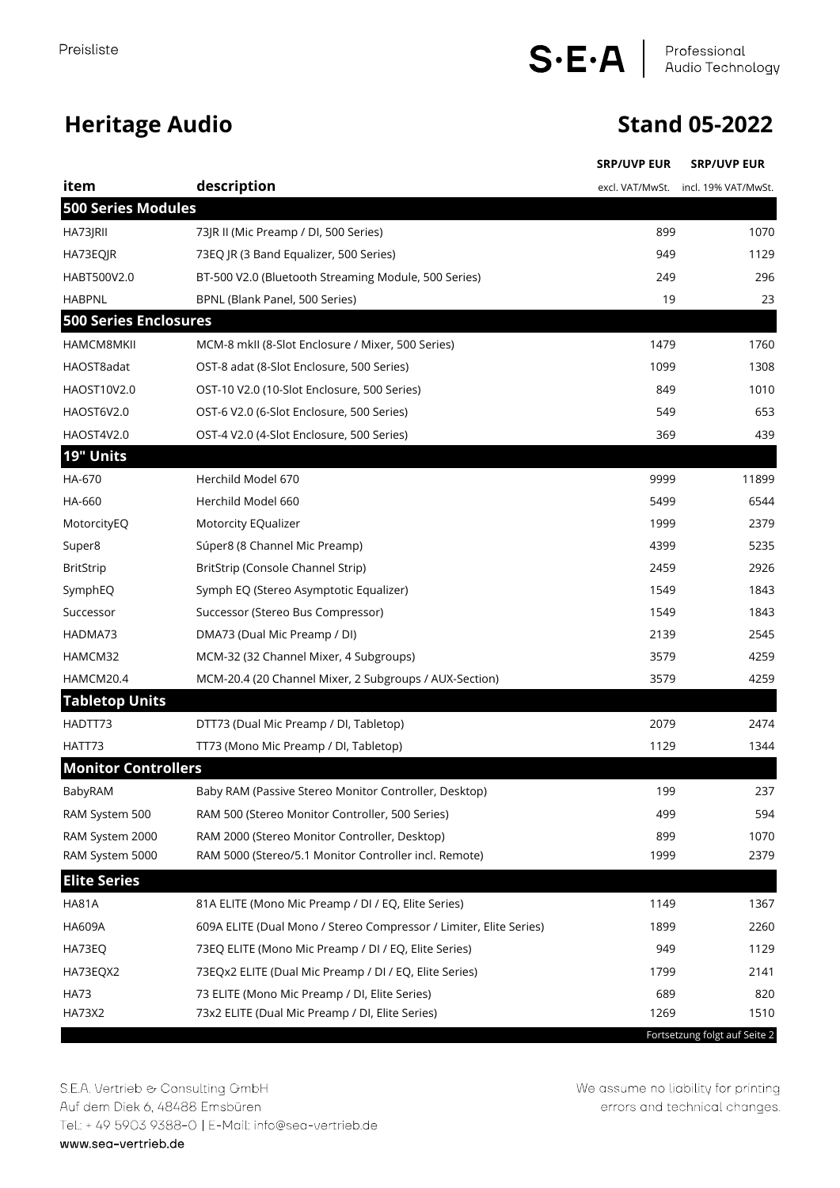Preisliste

S·E·A | Professional Audio Technology

# Heritage Audio

## Stand 05-2022

| item | description | SRP/UVP EUR excl. VAT/MwSt. | SRP/UVP EUR incl. 19% VAT/MwSt. |
|---|---|---|---|
| **500 Series Modules** | | | |
| HA73JRII | 73JR II (Mic Preamp / DI, 500 Series) | 899 | 1070 |
| HA73EQJR | 73EQ JR (3 Band Equalizer, 500 Series) | 949 | 1129 |
| HABT500V2.0 | BT-500 V2.0 (Bluetooth Streaming Module, 500 Series) | 249 | 296 |
| HABPNL | BPNL (Blank Panel, 500 Series) | 19 | 23 |
| **500 Series Enclosures** | | | |
| HAMCM8MKII | MCM-8 mkII (8-Slot Enclosure / Mixer, 500 Series) | 1479 | 1760 |
| HAOST8adat | OST-8 adat (8-Slot Enclosure, 500 Series) | 1099 | 1308 |
| HAOST10V2.0 | OST-10 V2.0 (10-Slot Enclosure, 500 Series) | 849 | 1010 |
| HAOST6V2.0 | OST-6 V2.0 (6-Slot Enclosure, 500 Series) | 549 | 653 |
| HAOST4V2.0 | OST-4 V2.0 (4-Slot Enclosure, 500 Series) | 369 | 439 |
| **19" Units** | | | |
| HA-670 | Herchild Model 670 | 9999 | 11899 |
| HA-660 | Herchild Model 660 | 5499 | 6544 |
| MotorcityEQ | Motorcity EQualizer | 1999 | 2379 |
| Super8 | Súper8 (8 Channel Mic Preamp) | 4399 | 5235 |
| BritStrip | BritStrip (Console Channel Strip) | 2459 | 2926 |
| SymphEQ | Symph EQ (Stereo Asymptotic Equalizer) | 1549 | 1843 |
| Successor | Successor (Stereo Bus Compressor) | 1549 | 1843 |
| HADMA73 | DMA73 (Dual Mic Preamp / DI) | 2139 | 2545 |
| HAMCM32 | MCM-32 (32 Channel Mixer, 4 Subgroups) | 3579 | 4259 |
| HAMCM20.4 | MCM-20.4 (20 Channel Mixer, 2 Subgroups / AUX-Section) | 3579 | 4259 |
| **Tabletop Units** | | | |
| HADTT73 | DTT73 (Dual Mic Preamp / DI, Tabletop) | 2079 | 2474 |
| HATT73 | TT73 (Mono Mic Preamp / DI, Tabletop) | 1129 | 1344 |
| **Monitor Controllers** | | | |
| BabyRAM | Baby RAM (Passive Stereo Monitor Controller, Desktop) | 199 | 237 |
| RAM System 500 | RAM 500 (Stereo Monitor Controller, 500 Series) | 499 | 594 |
| RAM System 2000 | RAM 2000 (Stereo Monitor Controller, Desktop) | 899 | 1070 |
| RAM System 5000 | RAM 5000 (Stereo/5.1 Monitor Controller incl. Remote) | 1999 | 2379 |
| **Elite Series** | | | |
| HA81A | 81A ELITE (Mono Mic Preamp / DI / EQ, Elite Series) | 1149 | 1367 |
| HA609A | 609A ELITE (Dual Mono / Stereo Compressor / Limiter, Elite Series) | 1899 | 2260 |
| HA73EQ | 73EQ ELITE (Mono Mic Preamp / DI / EQ, Elite Series) | 949 | 1129 |
| HA73EQX2 | 73EQx2 ELITE (Dual Mic Preamp / DI / EQ, Elite Series) | 1799 | 2141 |
| HA73 | 73 ELITE (Mono Mic Preamp / DI, Elite Series) | 689 | 820 |
| HA73X2 | 73x2 ELITE (Dual Mic Preamp / DI, Elite Series) | 1269 | 1510 |

Fortsetzung folgt auf Seite 2

S.E.A. Vertrieb & Consulting GmbH
Auf dem Diek 6, 48488 Emsbüren
Tel.: + 49 5903 9388-0 | E-Mail: info@sea-vertrieb.de
www.sea-vertrieb.de

We assume no liability for printing errors and technical changes.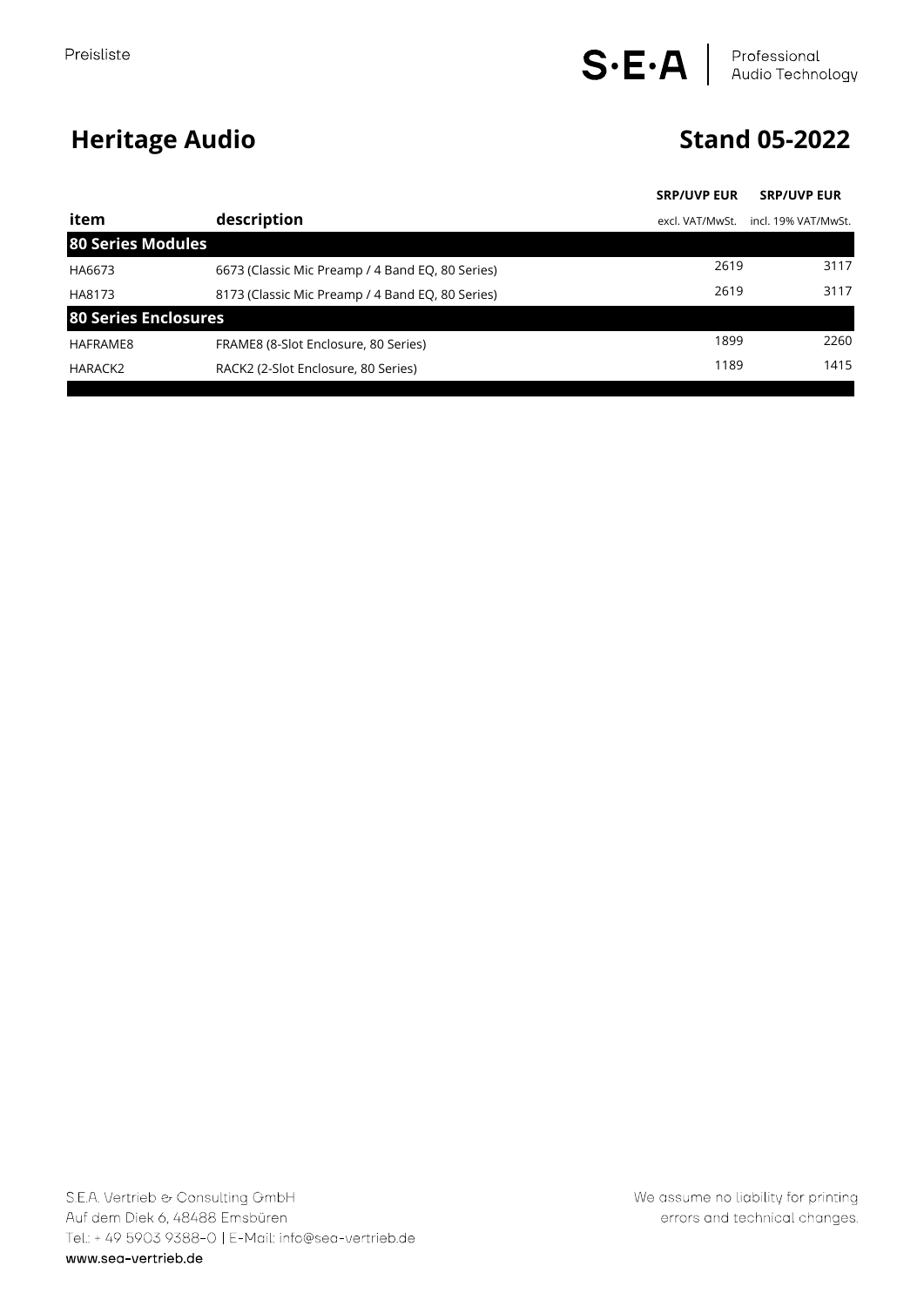Preisliste

S·E·A | Professional Audio Technology

## Heritage Audio

## Stand 05-2022

| item | description | SRP/UVP EUR excl. VAT/MwSt. | SRP/UVP EUR incl. 19% VAT/MwSt. |
|---|---|---|---|
| **80 Series Modules** | | | |
| HA6673 | 6673 (Classic Mic Preamp / 4 Band EQ, 80 Series) | 2619 | 3117 |
| HA8173 | 8173 (Classic Mic Preamp / 4 Band EQ, 80 Series) | 2619 | 3117 |
| **80 Series Enclosures** | | | |
| HAFRAME8 | FRAME8 (8-Slot Enclosure, 80 Series) | 1899 | 2260 |
| HARACK2 | RACK2 (2-Slot Enclosure, 80 Series) | 1189 | 1415 |

S.E.A. Vertrieb & Consulting GmbH
Auf dem Diek 6, 48488 Emsbüren
Tel.: + 49 5903 9388-0 | E-Mail: info@sea-vertrieb.de
www.sea-vertrieb.de

We assume no liability for printing errors and technical changes.